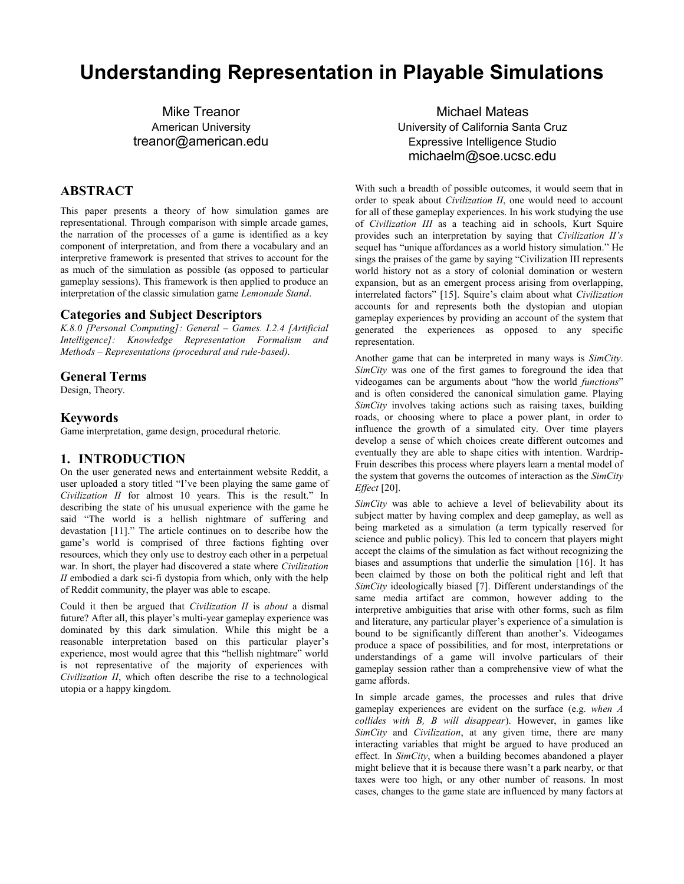# Understanding Representation in Playable Simulations

Mike Treanor
American University
treanor@american.edu

Michael Mateas
University of California Santa Cruz
Expressive Intelligence Studio
michaelm@soe.ucsc.edu

## ABSTRACT

This paper presents a theory of how simulation games are representational. Through comparison with simple arcade games, the narration of the processes of a game is identified as a key component of interpretation, and from there a vocabulary and an interpretive framework is presented that strives to account for the as much of the simulation as possible (as opposed to particular gameplay sessions). This framework is then applied to produce an interpretation of the classic simulation game *Lemonade Stand*.

### Categories and Subject Descriptors

*K.8.0 [Personal Computing]: General – Games. I.2.4 [Artificial Intelligence]: Knowledge Representation Formalism and Methods – Representations (procedural and rule-based).*

### General Terms

Design, Theory.

### Keywords

Game interpretation, game design, procedural rhetoric.

## 1. INTRODUCTION

On the user generated news and entertainment website Reddit, a user uploaded a story titled "I've been playing the same game of *Civilization II* for almost 10 years. This is the result." In describing the state of his unusual experience with the game he said "The world is a hellish nightmare of suffering and devastation [11]." The article continues on to describe how the game's world is comprised of three factions fighting over resources, which they only use to destroy each other in a perpetual war. In short, the player had discovered a state where *Civilization II* embodied a dark sci-fi dystopia from which, only with the help of Reddit community, the player was able to escape.

Could it then be argued that *Civilization II* is *about* a dismal future? After all, this player's multi-year gameplay experience was dominated by this dark simulation. While this might be a reasonable interpretation based on this particular player's experience, most would agree that this "hellish nightmare" world is not representative of the majority of experiences with *Civilization II*, which often describe the rise to a technological utopia or a happy kingdom.

With such a breadth of possible outcomes, it would seem that in order to speak about *Civilization II*, one would need to account for all of these gameplay experiences. In his work studying the use of *Civilization III* as a teaching aid in schools, Kurt Squire provides such an interpretation by saying that *Civilization II's* sequel has "unique affordances as a world history simulation." He sings the praises of the game by saying "Civilization III represents world history not as a story of colonial domination or western expansion, but as an emergent process arising from overlapping, interrelated factors" [15]. Squire's claim about what *Civilization* accounts for and represents both the dystopian and utopian gameplay experiences by providing an account of the system that generated the experiences as opposed to any specific representation.

Another game that can be interpreted in many ways is *SimCity*. *SimCity* was one of the first games to foreground the idea that videogames can be arguments about "how the world *functions*" and is often considered the canonical simulation game. Playing *SimCity* involves taking actions such as raising taxes, building roads, or choosing where to place a power plant, in order to influence the growth of a simulated city. Over time players develop a sense of which choices create different outcomes and eventually they are able to shape cities with intention. Wardrip-Fruin describes this process where players learn a mental model of the system that governs the outcomes of interaction as the *SimCity Effect* [20].

*SimCity* was able to achieve a level of believability about its subject matter by having complex and deep gameplay, as well as being marketed as a simulation (a term typically reserved for science and public policy). This led to concern that players might accept the claims of the simulation as fact without recognizing the biases and assumptions that underlie the simulation [16]. It has been claimed by those on both the political right and left that *SimCity* ideologically biased [7]. Different understandings of the same media artifact are common, however adding to the interpretive ambiguities that arise with other forms, such as film and literature, any particular player's experience of a simulation is bound to be significantly different than another's. Videogames produce a space of possibilities, and for most, interpretations or understandings of a game will involve particulars of their gameplay session rather than a comprehensive view of what the game affords.

In simple arcade games, the processes and rules that drive gameplay experiences are evident on the surface (e.g. *when A collides with B, B will disappear*). However, in games like *SimCity* and *Civilization*, at any given time, there are many interacting variables that might be argued to have produced an effect. In *SimCity*, when a building becomes abandoned a player might believe that it is because there wasn't a park nearby, or that taxes were too high, or any other number of reasons. In most cases, changes to the game state are influenced by many factors at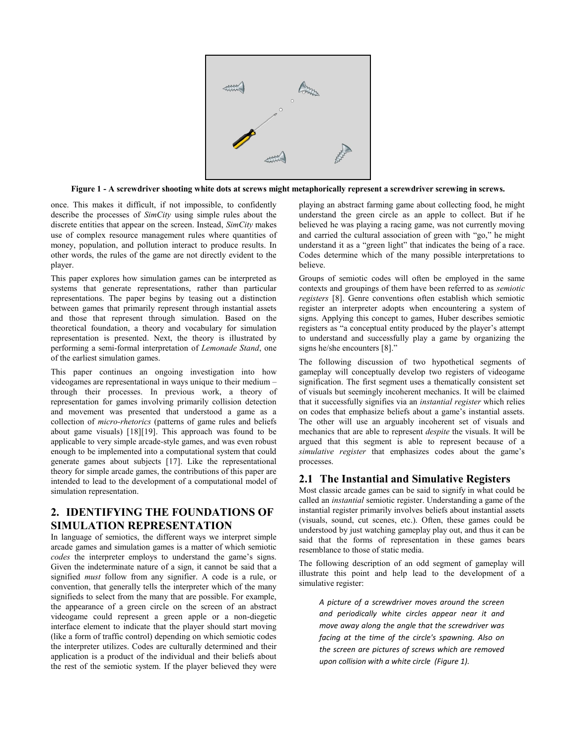Figure 1 - A screwdriver shooting white dots at screws might metaphorically represent a screwdriver screwing in screws.

once. This makes it difficult, if not impossible, to confidently describe the processes of *SimCity* using simple rules about the discrete entities that appear on the screen. Instead, *SimCity* makes use of complex resource management rules where quantities of money, population, and pollution interact to produce results. In other words, the rules of the game are not directly evident to the player.

This paper explores how simulation games can be interpreted as systems that generate representations, rather than particular representations. The paper begins by teasing out a distinction between games that primarily represent through instantial assets and those that represent through simulation. Based on the theoretical foundation, a theory and vocabulary for simulation representation is presented. Next, the theory is illustrated by performing a semi-formal interpretation of *Lemonade Stand*, one of the earliest simulation games.

This paper continues an ongoing investigation into how videogames are representational in ways unique to their medium – through their processes. In previous work, a theory of representation for games involving primarily collision detection and movement was presented that understood a game as a collection of *micro-rhetorics* (patterns of game rules and beliefs about game visuals) [18][19]. This approach was found to be applicable to very simple arcade-style games, and was even robust enough to be implemented into a computational system that could generate games about subjects [17]. Like the representational theory for simple arcade games, the contributions of this paper are intended to lead to the development of a computational model of simulation representation.

## 2. IDENTIFYING THE FOUNDATIONS OF SIMULATION REPRESENTATION

In language of semiotics, the different ways we interpret simple arcade games and simulation games is a matter of which semiotic *codes* the interpreter employs to understand the game's signs. Given the indeterminate nature of a sign, it cannot be said that a signified *must* follow from any signifier. A code is a rule, or convention, that generally tells the interpreter which of the many signifieds to select from the many that are possible. For example, the appearance of a green circle on the screen of an abstract videogame could represent a green apple or a non-diegetic interface element to indicate that the player should start moving (like a form of traffic control) depending on which semiotic codes the interpreter utilizes. Codes are culturally determined and their application is a product of the individual and their beliefs about the rest of the semiotic system. If the player believed they were playing an abstract farming game about collecting food, he might understand the green circle as an apple to collect. But if he believed he was playing a racing game, was not currently moving and carried the cultural association of green with "go," he might understand it as a "green light" that indicates the being of a race. Codes determine which of the many possible interpretations to believe.

Groups of semiotic codes will often be employed in the same contexts and groupings of them have been referred to as *semiotic registers* [8]. Genre conventions often establish which semiotic register an interpreter adopts when encountering a system of signs. Applying this concept to games, Huber describes semiotic registers as "a conceptual entity produced by the player's attempt to understand and successfully play a game by organizing the signs he/she encounters [8]."

The following discussion of two hypothetical segments of gameplay will conceptually develop two registers of videogame signification. The first segment uses a thematically consistent set of visuals but seemingly incoherent mechanics. It will be claimed that it successfully signifies via an *instantial register* which relies on codes that emphasize beliefs about a game's instantial assets. The other will use an arguably incoherent set of visuals and mechanics that are able to represent *despite* the visuals. It will be argued that this segment is able to represent because of a *simulative register* that emphasizes codes about the game's processes.

### 2.1 The Instantial and Simulative Registers

Most classic arcade games can be said to signify in what could be called an *instantial* semiotic register. Understanding a game of the instantial register primarily involves beliefs about instantial assets (visuals, sound, cut scenes, etc.). Often, these games could be understood by just watching gameplay play out, and thus it can be said that the forms of representation in these games bears resemblance to those of static media.

The following description of an odd segment of gameplay will illustrate this point and help lead to the development of a simulative register:

> *A picture of a screwdriver moves around the screen and periodically white circles appear near it and move away along the angle that the screwdriver was facing at the time of the circle's spawning. Also on the screen are pictures of screws which are removed upon collision with a white circle (Figure 1).*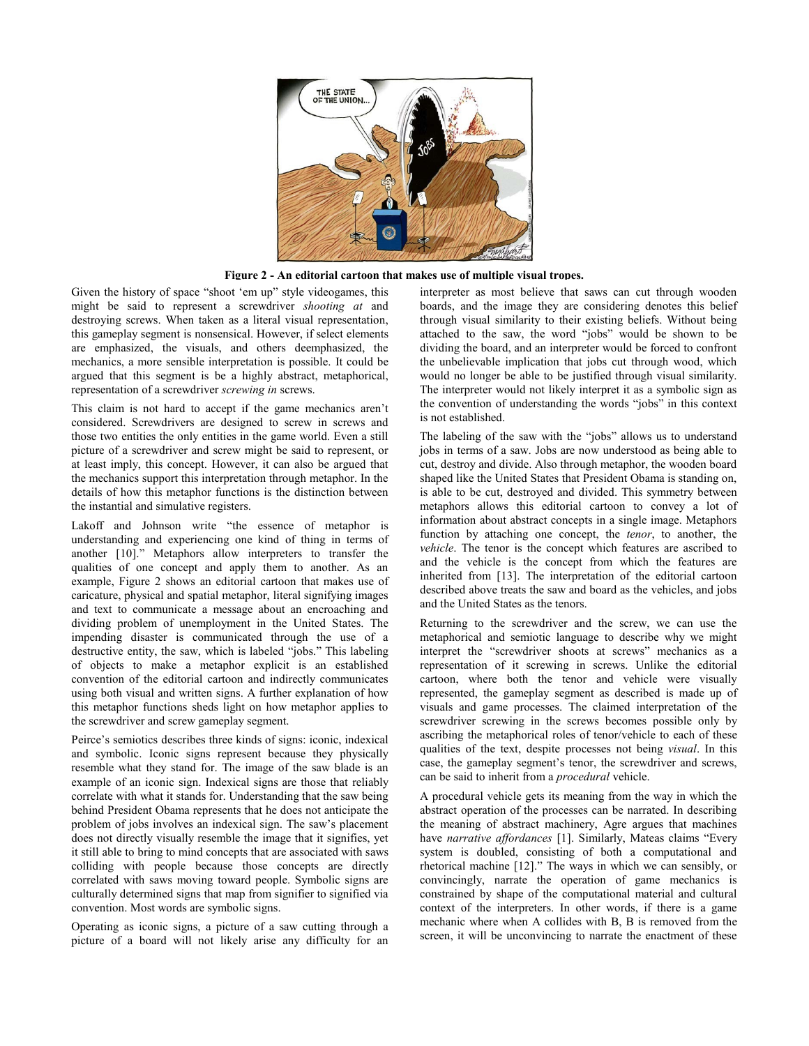**Figure 2 - An editorial cartoon that makes use of multiple visual tropes.**

Given the history of space "shoot 'em up" style videogames, this might be said to represent a screwdriver *shooting at* and destroying screws. When taken as a literal visual representation, this gameplay segment is nonsensical. However, if select elements are emphasized, the visuals, and others deemphasized, the mechanics, a more sensible interpretation is possible. It could be argued that this segment is be a highly abstract, metaphorical, representation of a screwdriver *screwing in* screws.

This claim is not hard to accept if the game mechanics aren't considered. Screwdrivers are designed to screw in screws and those two entities the only entities in the game world. Even a still picture of a screwdriver and screw might be said to represent, or at least imply, this concept. However, it can also be argued that the mechanics support this interpretation through metaphor. In the details of how this metaphor functions is the distinction between the instantial and simulative registers.

Lakoff and Johnson write "the essence of metaphor is understanding and experiencing one kind of thing in terms of another [10]." Metaphors allow interpreters to transfer the qualities of one concept and apply them to another. As an example, Figure 2 shows an editorial cartoon that makes use of caricature, physical and spatial metaphor, literal signifying images and text to communicate a message about an encroaching and dividing problem of unemployment in the United States. The impending disaster is communicated through the use of a destructive entity, the saw, which is labeled "jobs." This labeling of objects to make a metaphor explicit is an established convention of the editorial cartoon and indirectly communicates using both visual and written signs. A further explanation of how this metaphor functions sheds light on how metaphor applies to the screwdriver and screw gameplay segment.

Peirce's semiotics describes three kinds of signs: iconic, indexical and symbolic. Iconic signs represent because they physically resemble what they stand for. The image of the saw blade is an example of an iconic sign. Indexical signs are those that reliably correlate with what it stands for. Understanding that the saw being behind President Obama represents that he does not anticipate the problem of jobs involves an indexical sign. The saw's placement does not directly visually resemble the image that it signifies, yet it still able to bring to mind concepts that are associated with saws colliding with people because those concepts are directly correlated with saws moving toward people. Symbolic signs are culturally determined signs that map from signifier to signified via convention. Most words are symbolic signs.

Operating as iconic signs, a picture of a saw cutting through a picture of a board will not likely arise any difficulty for an interpreter as most believe that saws can cut through wooden boards, and the image they are considering denotes this belief through visual similarity to their existing beliefs. Without being attached to the saw, the word "jobs" would be shown to be dividing the board, and an interpreter would be forced to confront the unbelievable implication that jobs cut through wood, which would no longer be able to be justified through visual similarity. The interpreter would not likely interpret it as a symbolic sign as the convention of understanding the words "jobs" in this context is not established.

The labeling of the saw with the "jobs" allows us to understand jobs in terms of a saw. Jobs are now understood as being able to cut, destroy and divide. Also through metaphor, the wooden board shaped like the United States that President Obama is standing on, is able to be cut, destroyed and divided. This symmetry between metaphors allows this editorial cartoon to convey a lot of information about abstract concepts in a single image. Metaphors function by attaching one concept, the *tenor*, to another, the *vehicle*. The tenor is the concept which features are ascribed to and the vehicle is the concept from which the features are inherited from [13]. The interpretation of the editorial cartoon described above treats the saw and board as the vehicles, and jobs and the United States as the tenors.

Returning to the screwdriver and the screw, we can use the metaphorical and semiotic language to describe why we might interpret the "screwdriver shoots at screws" mechanics as a representation of it screwing in screws. Unlike the editorial cartoon, where both the tenor and vehicle were visually represented, the gameplay segment as described is made up of visuals and game processes. The claimed interpretation of the screwdriver screwing in the screws becomes possible only by ascribing the metaphorical roles of tenor/vehicle to each of these qualities of the text, despite processes not being *visual*. In this case, the gameplay segment's tenor, the screwdriver and screws, can be said to inherit from a *procedural* vehicle.

A procedural vehicle gets its meaning from the way in which the abstract operation of the processes can be narrated. In describing the meaning of abstract machinery, Agre argues that machines have *narrative affordances* [1]. Similarly, Mateas claims "Every system is doubled, consisting of both a computational and rhetorical machine [12]." The ways in which we can sensibly, or convincingly, narrate the operation of game mechanics is constrained by shape of the computational material and cultural context of the interpreters. In other words, if there is a game mechanic where when A collides with B, B is removed from the screen, it will be unconvincing to narrate the enactment of these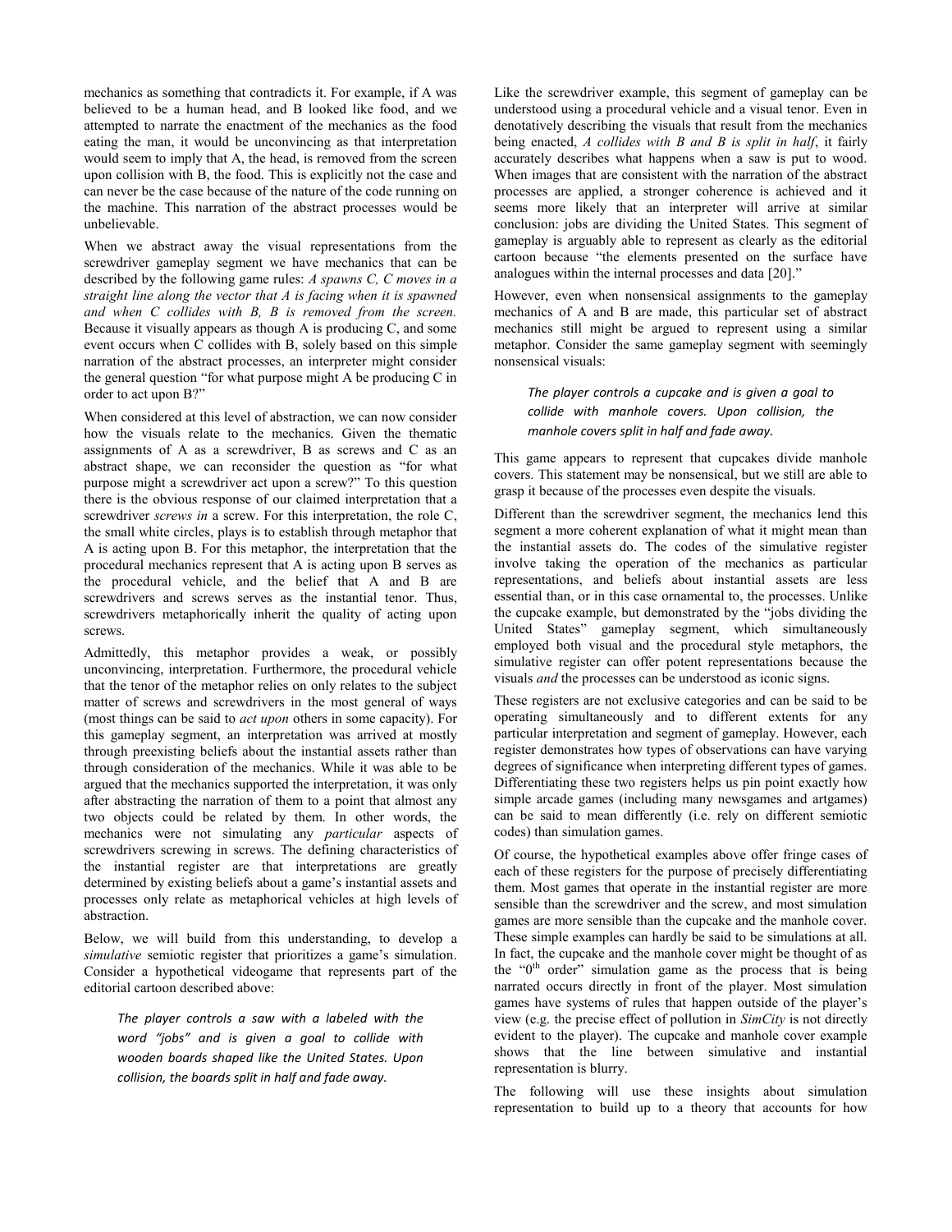mechanics as something that contradicts it. For example, if A was believed to be a human head, and B looked like food, and we attempted to narrate the enactment of the mechanics as the food eating the man, it would be unconvincing as that interpretation would seem to imply that A, the head, is removed from the screen upon collision with B, the food. This is explicitly not the case and can never be the case because of the nature of the code running on the machine. This narration of the abstract processes would be unbelievable.

When we abstract away the visual representations from the screwdriver gameplay segment we have mechanics that can be described by the following game rules: *A spawns C, C moves in a straight line along the vector that A is facing when it is spawned and when C collides with B, B is removed from the screen.* Because it visually appears as though A is producing C, and some event occurs when C collides with B, solely based on this simple narration of the abstract processes, an interpreter might consider the general question "for what purpose might A be producing C in order to act upon B?"

When considered at this level of abstraction, we can now consider how the visuals relate to the mechanics. Given the thematic assignments of A as a screwdriver, B as screws and C as an abstract shape, we can reconsider the question as "for what purpose might a screwdriver act upon a screw?" To this question there is the obvious response of our claimed interpretation that a screwdriver *screws in* a screw. For this interpretation, the role C, the small white circles, plays is to establish through metaphor that A is acting upon B. For this metaphor, the interpretation that the procedural mechanics represent that A is acting upon B serves as the procedural vehicle, and the belief that A and B are screwdrivers and screws serves as the instantial tenor. Thus, screwdrivers metaphorically inherit the quality of acting upon screws.

Admittedly, this metaphor provides a weak, or possibly unconvincing, interpretation. Furthermore, the procedural vehicle that the tenor of the metaphor relies on only relates to the subject matter of screws and screwdrivers in the most general of ways (most things can be said to *act upon* others in some capacity). For this gameplay segment, an interpretation was arrived at mostly through preexisting beliefs about the instantial assets rather than through consideration of the mechanics. While it was able to be argued that the mechanics supported the interpretation, it was only after abstracting the narration of them to a point that almost any two objects could be related by them. In other words, the mechanics were not simulating any *particular* aspects of screwdrivers screwing in screws. The defining characteristics of the instantial register are that interpretations are greatly determined by existing beliefs about a game's instantial assets and processes only relate as metaphorical vehicles at high levels of abstraction.

Below, we will build from this understanding, to develop a *simulative* semiotic register that prioritizes a game's simulation. Consider a hypothetical videogame that represents part of the editorial cartoon described above:

> *The player controls a saw with a labeled with the word "jobs" and is given a goal to collide with wooden boards shaped like the United States. Upon collision, the boards split in half and fade away.*

Like the screwdriver example, this segment of gameplay can be understood using a procedural vehicle and a visual tenor. Even in denotatively describing the visuals that result from the mechanics being enacted, *A collides with B and B is split in half*, it fairly accurately describes what happens when a saw is put to wood. When images that are consistent with the narration of the abstract processes are applied, a stronger coherence is achieved and it seems more likely that an interpreter will arrive at similar conclusion: jobs are dividing the United States. This segment of gameplay is arguably able to represent as clearly as the editorial cartoon because "the elements presented on the surface have analogues within the internal processes and data [20]."

However, even when nonsensical assignments to the gameplay mechanics of A and B are made, this particular set of abstract mechanics still might be argued to represent using a similar metaphor. Consider the same gameplay segment with seemingly nonsensical visuals:

> *The player controls a cupcake and is given a goal to collide with manhole covers. Upon collision, the manhole covers split in half and fade away.*

This game appears to represent that cupcakes divide manhole covers. This statement may be nonsensical, but we still are able to grasp it because of the processes even despite the visuals.

Different than the screwdriver segment, the mechanics lend this segment a more coherent explanation of what it might mean than the instantial assets do. The codes of the simulative register involve taking the operation of the mechanics as particular representations, and beliefs about instantial assets are less essential than, or in this case ornamental to, the processes. Unlike the cupcake example, but demonstrated by the "jobs dividing the United States" gameplay segment, which simultaneously employed both visual and the procedural style metaphors, the simulative register can offer potent representations because the visuals *and* the processes can be understood as iconic signs.

These registers are not exclusive categories and can be said to be operating simultaneously and to different extents for any particular interpretation and segment of gameplay. However, each register demonstrates how types of observations can have varying degrees of significance when interpreting different types of games. Differentiating these two registers helps us pin point exactly how simple arcade games (including many newsgames and artgames) can be said to mean differently (i.e. rely on different semiotic codes) than simulation games.

Of course, the hypothetical examples above offer fringe cases of each of these registers for the purpose of precisely differentiating them. Most games that operate in the instantial register are more sensible than the screwdriver and the screw, and most simulation games are more sensible than the cupcake and the manhole cover. These simple examples can hardly be said to be simulations at all. In fact, the cupcake and the manhole cover might be thought of as the "0th order" simulation game as the process that is being narrated occurs directly in front of the player. Most simulation games have systems of rules that happen outside of the player's view (e.g. the precise effect of pollution in *SimCity* is not directly evident to the player). The cupcake and manhole cover example shows that the line between simulative and instantial representation is blurry.

The following will use these insights about simulation representation to build up to a theory that accounts for how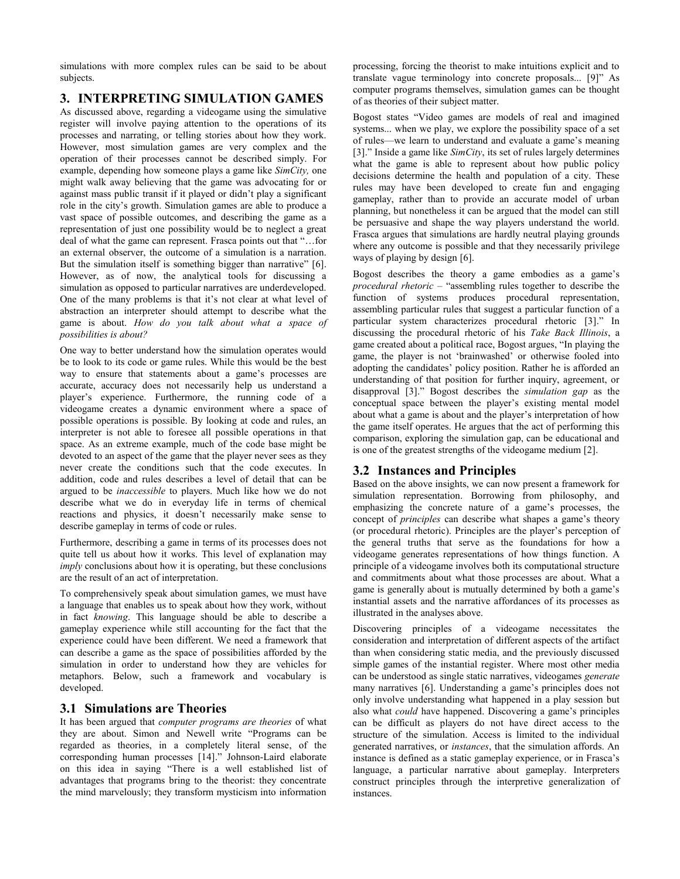simulations with more complex rules can be said to be about subjects.

## 3. INTERPRETING SIMULATION GAMES

As discussed above, regarding a videogame using the simulative register will involve paying attention to the operations of its processes and narrating, or telling stories about how they work. However, most simulation games are very complex and the operation of their processes cannot be described simply. For example, depending how someone plays a game like *SimCity,* one might walk away believing that the game was advocating for or against mass public transit if it played or didn't play a significant role in the city's growth. Simulation games are able to produce a vast space of possible outcomes, and describing the game as a representation of just one possibility would be to neglect a great deal of what the game can represent. Frasca points out that "…for an external observer, the outcome of a simulation is a narration. But the simulation itself is something bigger than narrative" [6]. However, as of now, the analytical tools for discussing a simulation as opposed to particular narratives are underdeveloped. One of the many problems is that it's not clear at what level of abstraction an interpreter should attempt to describe what the game is about. *How do you talk about what a space of possibilities is about?*

One way to better understand how the simulation operates would be to look to its code or game rules. While this would be the best way to ensure that statements about a game's processes are accurate, accuracy does not necessarily help us understand a player's experience. Furthermore, the running code of a videogame creates a dynamic environment where a space of possible operations is possible. By looking at code and rules, an interpreter is not able to foresee all possible operations in that space. As an extreme example, much of the code base might be devoted to an aspect of the game that the player never sees as they never create the conditions such that the code executes. In addition, code and rules describes a level of detail that can be argued to be *inaccessible* to players. Much like how we do not describe what we do in everyday life in terms of chemical reactions and physics, it doesn't necessarily make sense to describe gameplay in terms of code or rules.

Furthermore, describing a game in terms of its processes does not quite tell us about how it works. This level of explanation may *imply* conclusions about how it is operating, but these conclusions are the result of an act of interpretation.

To comprehensively speak about simulation games, we must have a language that enables us to speak about how they work, without in fact *knowing*. This language should be able to describe a gameplay experience while still accounting for the fact that the experience could have been different. We need a framework that can describe a game as the space of possibilities afforded by the simulation in order to understand how they are vehicles for metaphors. Below, such a framework and vocabulary is developed.

### 3.1 Simulations are Theories

It has been argued that *computer programs are theories* of what they are about. Simon and Newell write "Programs can be regarded as theories, in a completely literal sense, of the corresponding human processes [14]." Johnson-Laird elaborate on this idea in saying "There is a well established list of advantages that programs bring to the theorist: they concentrate the mind marvelously; they transform mysticism into information processing, forcing the theorist to make intuitions explicit and to translate vague terminology into concrete proposals... [9]" As computer programs themselves, simulation games can be thought of as theories of their subject matter.

Bogost states "Video games are models of real and imagined systems... when we play, we explore the possibility space of a set of rules—we learn to understand and evaluate a game's meaning [3]." Inside a game like *SimCity*, its set of rules largely determines what the game is able to represent about how public policy decisions determine the health and population of a city. These rules may have been developed to create fun and engaging gameplay, rather than to provide an accurate model of urban planning, but nonetheless it can be argued that the model can still be persuasive and shape the way players understand the world. Frasca argues that simulations are hardly neutral playing grounds where any outcome is possible and that they necessarily privilege ways of playing by design [6].

Bogost describes the theory a game embodies as a game's *procedural rhetoric* – "assembling rules together to describe the function of systems produces procedural representation, assembling particular rules that suggest a particular function of a particular system characterizes procedural rhetoric [3]." In discussing the procedural rhetoric of his *Take Back Illinois*, a game created about a political race, Bogost argues, "In playing the game, the player is not 'brainwashed' or otherwise fooled into adopting the candidates' policy position. Rather he is afforded an understanding of that position for further inquiry, agreement, or disapproval [3]." Bogost describes the *simulation gap* as the conceptual space between the player's existing mental model about what a game is about and the player's interpretation of how the game itself operates. He argues that the act of performing this comparison, exploring the simulation gap, can be educational and is one of the greatest strengths of the videogame medium [2].

### 3.2 Instances and Principles

Based on the above insights, we can now present a framework for simulation representation. Borrowing from philosophy, and emphasizing the concrete nature of a game's processes, the concept of *principles* can describe what shapes a game's theory (or procedural rhetoric). Principles are the player's perception of the general truths that serve as the foundations for how a videogame generates representations of how things function. A principle of a videogame involves both its computational structure and commitments about what those processes are about. What a game is generally about is mutually determined by both a game's instantial assets and the narrative affordances of its processes as illustrated in the analyses above.

Discovering principles of a videogame necessitates the consideration and interpretation of different aspects of the artifact than when considering static media, and the previously discussed simple games of the instantial register. Where most other media can be understood as single static narratives, videogames *generate* many narratives [6]. Understanding a game's principles does not only involve understanding what happened in a play session but also what *could* have happened. Discovering a game's principles can be difficult as players do not have direct access to the structure of the simulation. Access is limited to the individual generated narratives, or *instances*, that the simulation affords. An instance is defined as a static gameplay experience, or in Frasca's language, a particular narrative about gameplay. Interpreters construct principles through the interpretive generalization of instances.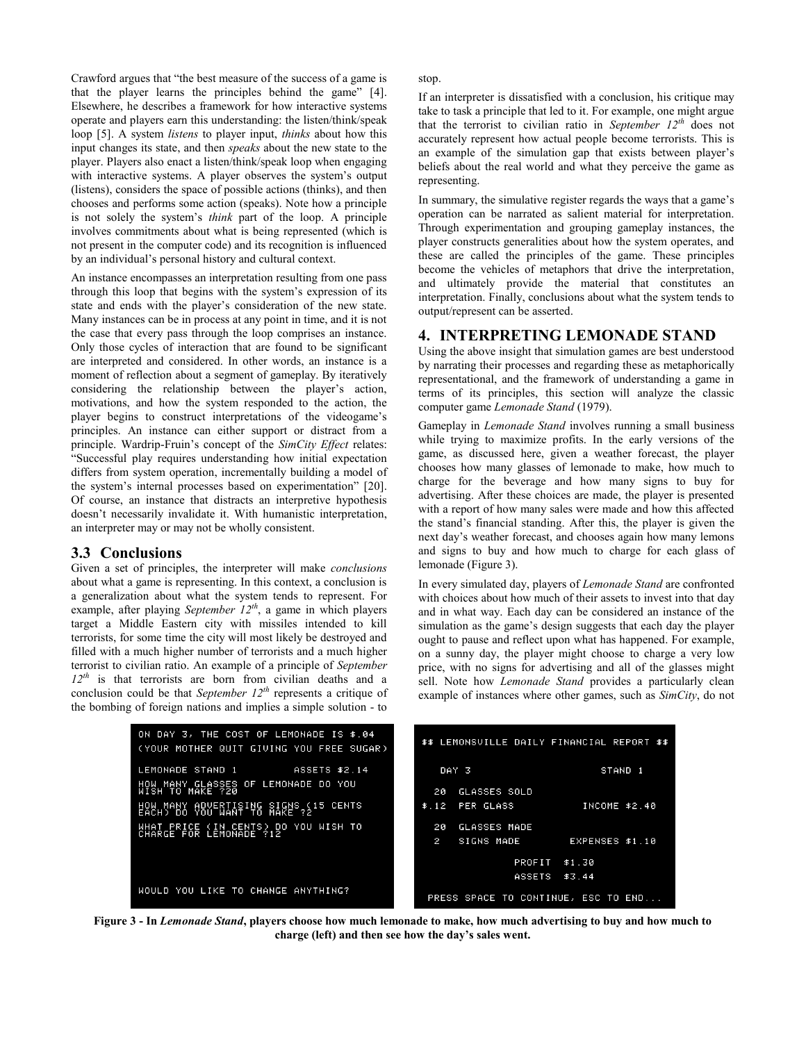Crawford argues that "the best measure of the success of a game is that the player learns the principles behind the game" [4]. Elsewhere, he describes a framework for how interactive systems operate and players earn this understanding: the listen/think/speak loop [5]. A system *listens* to player input, *thinks* about how this input changes its state, and then *speaks* about the new state to the player. Players also enact a listen/think/speak loop when engaging with interactive systems. A player observes the system's output (listens), considers the space of possible actions (thinks), and then chooses and performs some action (speaks). Note how a principle is not solely the system's *think* part of the loop. A principle involves commitments about what is being represented (which is not present in the computer code) and its recognition is influenced by an individual's personal history and cultural context.

An instance encompasses an interpretation resulting from one pass through this loop that begins with the system's expression of its state and ends with the player's consideration of the new state. Many instances can be in process at any point in time, and it is not the case that every pass through the loop comprises an instance. Only those cycles of interaction that are found to be significant are interpreted and considered. In other words, an instance is a moment of reflection about a segment of gameplay. By iteratively considering the relationship between the player's action, motivations, and how the system responded to the action, the player begins to construct interpretations of the videogame's principles. An instance can either support or distract from a principle. Wardrip-Fruin's concept of the *SimCity Effect* relates: "Successful play requires understanding how initial expectation differs from system operation, incrementally building a model of the system's internal processes based on experimentation" [20]. Of course, an instance that distracts an interpretive hypothesis doesn't necessarily invalidate it. With humanistic interpretation, an interpreter may or may not be wholly consistent.

### 3.3 Conclusions

Given a set of principles, the interpreter will make *conclusions* about what a game is representing. In this context, a conclusion is a generalization about what the system tends to represent. For example, after playing *September 12th*, a game in which players target a Middle Eastern city with missiles intended to kill terrorists, for some time the city will most likely be destroyed and filled with a much higher number of terrorists and a much higher terrorist to civilian ratio. An example of a principle of *September 12th* is that terrorists are born from civilian deaths and a conclusion could be that *September 12th* represents a critique of the bombing of foreign nations and implies a simple solution - to stop.

If an interpreter is dissatisfied with a conclusion, his critique may take to task a principle that led to it. For example, one might argue that the terrorist to civilian ratio in *September 12th* does not accurately represent how actual people become terrorists. This is an example of the simulation gap that exists between player's beliefs about the real world and what they perceive the game as representing.

In summary, the simulative register regards the ways that a game's operation can be narrated as salient material for interpretation. Through experimentation and grouping gameplay instances, the player constructs generalities about how the system operates, and these are called the principles of the game. These principles become the vehicles of metaphors that drive the interpretation, and ultimately provide the material that constitutes an interpretation. Finally, conclusions about what the system tends to output/represent can be asserted.

## 4. INTERPRETING LEMONADE STAND

Using the above insight that simulation games are best understood by narrating their processes and regarding these as metaphorically representational, and the framework of understanding a game in terms of its principles, this section will analyze the classic computer game *Lemonade Stand* (1979).

Gameplay in *Lemonade Stand* involves running a small business while trying to maximize profits. In the early versions of the game, as discussed here, given a weather forecast, the player chooses how many glasses of lemonade to make, how much to charge for the beverage and how many signs to buy for advertising. After these choices are made, the player is presented with a report of how many sales were made and how this affected the stand's financial standing. After this, the player is given the next day's weather forecast, and chooses again how many lemons and signs to buy and how much to charge for each glass of lemonade (Figure 3).

In every simulated day, players of *Lemonade Stand* are confronted with choices about how much of their assets to invest into that day and in what way. Each day can be considered an instance of the simulation as the game's design suggests that each day the player ought to pause and reflect upon what has happened. For example, on a sunny day, the player might choose to charge a very low price, with no signs for advertising and all of the glasses might sell. Note how *Lemonade Stand* provides a particularly clean example of instances where other games, such as *SimCity*, do not

```
ON DAY 3, THE COST OF LEMONADE IS $.04
(YOUR MOTHER QUIT GIVING YOU FREE SUGAR)

LEMONADE STAND 1          ASSETS $2.14

HOW MANY GLASSES OF LEMONADE DO YOU
WISH TO MAKE ?20

HOW MANY ADVERTISING SIGNS (15 CENTS
EACH) DO YOU WANT TO MAKE ?2

WHAT PRICE (IN CENTS) DO YOU WISH TO
CHARGE FOR LEMONADE ?12

WOULD YOU LIKE TO CHANGE ANYTHING?
```

```
$$ LEMONSVILLE DAILY FINANCIAL REPORT $$

   DAY 3                        STAND 1

   20  GLASSES SOLD
 $.12  PER GLASS            INCOME $2.40

   20  GLASSES MADE
   2   SIGNS MADE         EXPENSES $1.10

                PROFIT  $1.30
                ASSETS  $3.44

 PRESS SPACE TO CONTINUE, ESC TO END...
```

**Figure 3 - In *Lemonade Stand*, players choose how much lemonade to make, how much advertising to buy and how much to charge (left) and then see how the day's sales went.**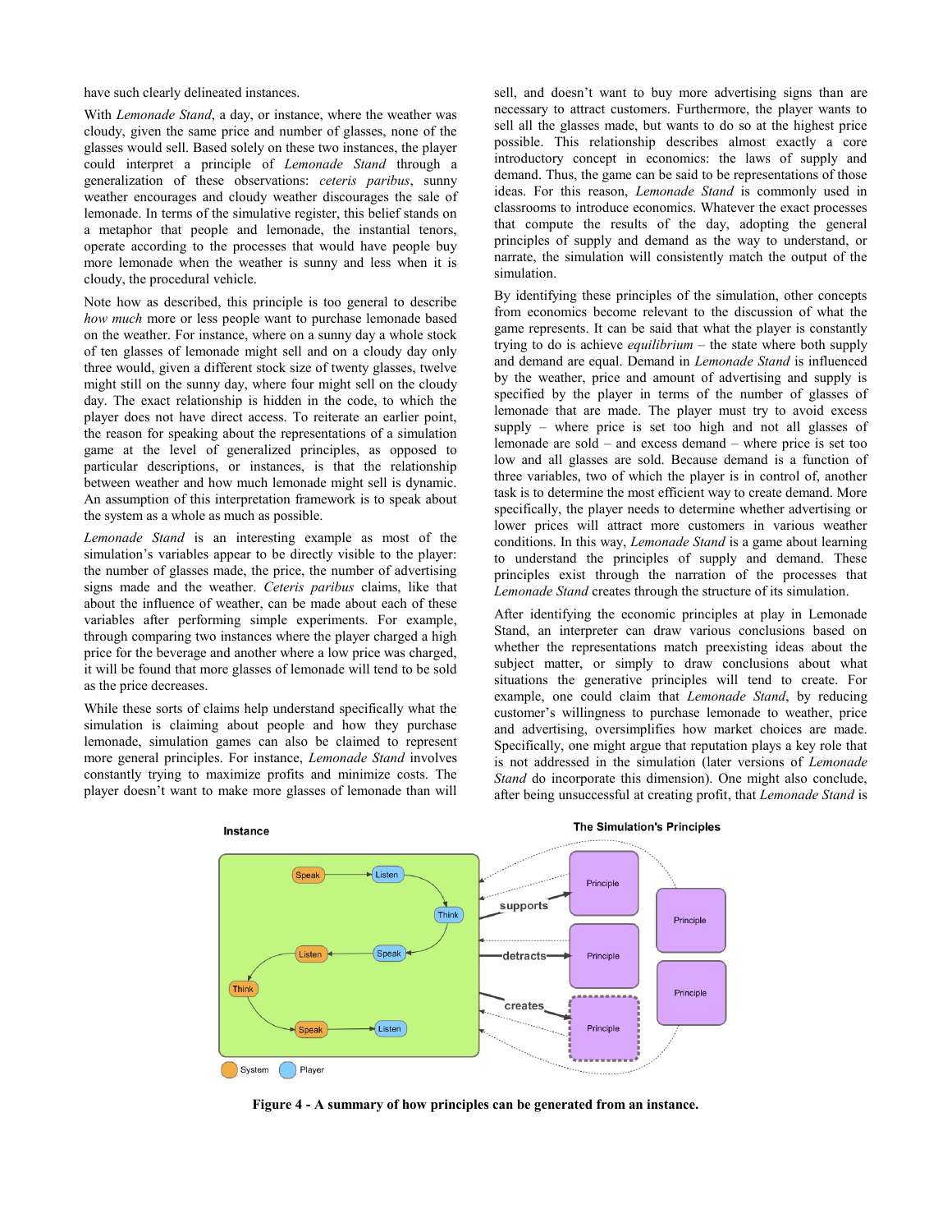have such clearly delineated instances.

With *Lemonade Stand*, a day, or instance, where the weather was cloudy, given the same price and number of glasses, none of the glasses would sell. Based solely on these two instances, the player could interpret a principle of *Lemonade Stand* through a generalization of these observations: *ceteris paribus*, sunny weather encourages and cloudy weather discourages the sale of lemonade. In terms of the simulative register, this belief stands on a metaphor that people and lemonade, the instantial tenors, operate according to the processes that would have people buy more lemonade when the weather is sunny and less when it is cloudy, the procedural vehicle.

Note how as described, this principle is too general to describe *how much* more or less people want to purchase lemonade based on the weather. For instance, where on a sunny day a whole stock of ten glasses of lemonade might sell and on a cloudy day only three would, given a different stock size of twenty glasses, twelve might still on the sunny day, where four might sell on the cloudy day. The exact relationship is hidden in the code, to which the player does not have direct access. To reiterate an earlier point, the reason for speaking about the representations of a simulation game at the level of generalized principles, as opposed to particular descriptions, or instances, is that the relationship between weather and how much lemonade might sell is dynamic. An assumption of this interpretation framework is to speak about the system as a whole as much as possible.

*Lemonade Stand* is an interesting example as most of the simulation's variables appear to be directly visible to the player: the number of glasses made, the price, the number of advertising signs made and the weather. *Ceteris paribus* claims, like that about the influence of weather, can be made about each of these variables after performing simple experiments. For example, through comparing two instances where the player charged a high price for the beverage and another where a low price was charged, it will be found that more glasses of lemonade will tend to be sold as the price decreases.

While these sorts of claims help understand specifically what the simulation is claiming about people and how they purchase lemonade, simulation games can also be claimed to represent more general principles. For instance, *Lemonade Stand* involves constantly trying to maximize profits and minimize costs. The player doesn't want to make more glasses of lemonade than will sell, and doesn't want to buy more advertising signs than are necessary to attract customers. Furthermore, the player wants to sell all the glasses made, but wants to do so at the highest price possible. This relationship describes almost exactly a core introductory concept in economics: the laws of supply and demand. Thus, the game can be said to be representations of those ideas. For this reason, *Lemonade Stand* is commonly used in classrooms to introduce economics. Whatever the exact processes that compute the results of the day, adopting the general principles of supply and demand as the way to understand, or narrate, the simulation will consistently match the output of the simulation.

By identifying these principles of the simulation, other concepts from economics become relevant to the discussion of what the game represents. It can be said that what the player is constantly trying to do is achieve *equilibrium* – the state where both supply and demand are equal. Demand in *Lemonade Stand* is influenced by the weather, price and amount of advertising and supply is specified by the player in terms of the number of glasses of lemonade that are made. The player must try to avoid excess supply – where price is set too high and not all glasses of lemonade are sold – and excess demand – where price is set too low and all glasses are sold. Because demand is a function of three variables, two of which the player is in control of, another task is to determine the most efficient way to create demand. More specifically, the player needs to determine whether advertising or lower prices will attract more customers in various weather conditions. In this way, *Lemonade Stand* is a game about learning to understand the principles of supply and demand. These principles exist through the narration of the processes that *Lemonade Stand* creates through the structure of its simulation.

After identifying the economic principles at play in Lemonade Stand, an interpreter can draw various conclusions based on whether the representations match preexisting ideas about the subject matter, or simply to draw conclusions about what situations the generative principles will tend to create. For example, one could claim that *Lemonade Stand*, by reducing customer's willingness to purchase lemonade to weather, price and advertising, oversimplifies how market choices are made. Specifically, one might argue that reputation plays a key role that is not addressed in the simulation (later versions of *Lemonade Stand* do incorporate this dimension). One might also conclude, after being unsuccessful at creating profit, that *Lemonade Stand* is

**Figure 4 - A summary of how principles can be generated from an instance.**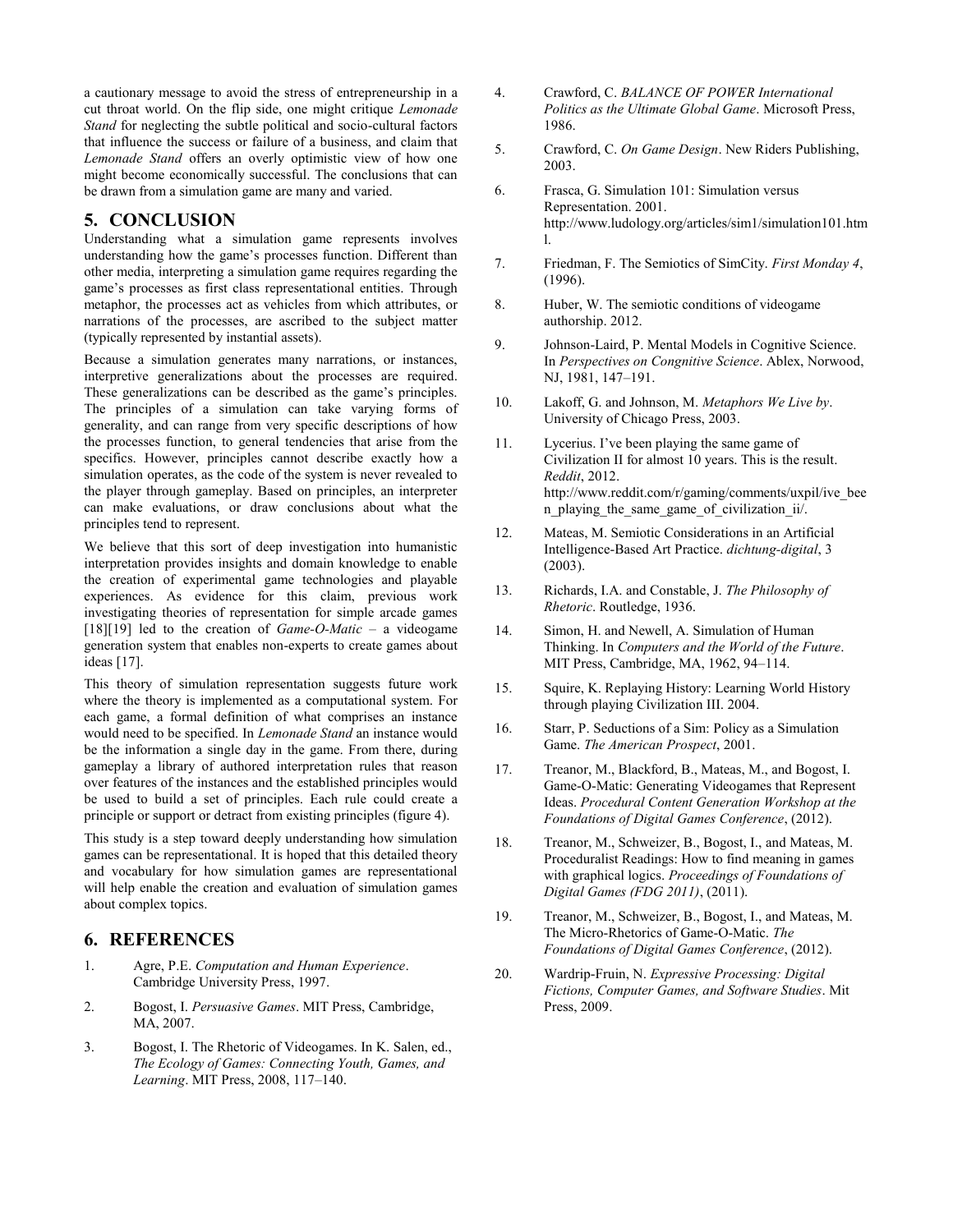a cautionary message to avoid the stress of entrepreneurship in a cut throat world. On the flip side, one might critique *Lemonade Stand* for neglecting the subtle political and socio-cultural factors that influence the success or failure of a business, and claim that *Lemonade Stand* offers an overly optimistic view of how one might become economically successful. The conclusions that can be drawn from a simulation game are many and varied.

## 5. CONCLUSION

Understanding what a simulation game represents involves understanding how the game's processes function. Different than other media, interpreting a simulation game requires regarding the game's processes as first class representational entities. Through metaphor, the processes act as vehicles from which attributes, or narrations of the processes, are ascribed to the subject matter (typically represented by instantial assets).

Because a simulation generates many narrations, or instances, interpretive generalizations about the processes are required. These generalizations can be described as the game's principles. The principles of a simulation can take varying forms of generality, and can range from very specific descriptions of how the processes function, to general tendencies that arise from the specifics. However, principles cannot describe exactly how a simulation operates, as the code of the system is never revealed to the player through gameplay. Based on principles, an interpreter can make evaluations, or draw conclusions about what the principles tend to represent.

We believe that this sort of deep investigation into humanistic interpretation provides insights and domain knowledge to enable the creation of experimental game technologies and playable experiences. As evidence for this claim, previous work investigating theories of representation for simple arcade games [18][19] led to the creation of *Game-O-Matic* – a videogame generation system that enables non-experts to create games about ideas [17].

This theory of simulation representation suggests future work where the theory is implemented as a computational system. For each game, a formal definition of what comprises an instance would need to be specified. In *Lemonade Stand* an instance would be the information a single day in the game. From there, during gameplay a library of authored interpretation rules that reason over features of the instances and the established principles would be used to build a set of principles. Each rule could create a principle or support or detract from existing principles (figure 4).

This study is a step toward deeply understanding how simulation games can be representational. It is hoped that this detailed theory and vocabulary for how simulation games are representational will help enable the creation and evaluation of simulation games about complex topics.

## 6. REFERENCES

1. Agre, P.E. *Computation and Human Experience*. Cambridge University Press, 1997.
2. Bogost, I. *Persuasive Games*. MIT Press, Cambridge, MA, 2007.
3. Bogost, I. The Rhetoric of Videogames. In K. Salen, ed., *The Ecology of Games: Connecting Youth, Games, and Learning*. MIT Press, 2008, 117–140.
4. Crawford, C. *BALANCE OF POWER International Politics as the Ultimate Global Game*. Microsoft Press, 1986.
5. Crawford, C. *On Game Design*. New Riders Publishing, 2003.
6. Frasca, G. Simulation 101: Simulation versus Representation. 2001. http://www.ludology.org/articles/sim1/simulation101.html.
7. Friedman, F. The Semiotics of SimCity. *First Monday 4*, (1996).
8. Huber, W. The semiotic conditions of videogame authorship. 2012.
9. Johnson-Laird, P. Mental Models in Cognitive Science. In *Perspectives on Congnitive Science*. Ablex, Norwood, NJ, 1981, 147–191.
10. Lakoff, G. and Johnson, M. *Metaphors We Live by*. University of Chicago Press, 2003.
11. Lycerius. I've been playing the same game of Civilization II for almost 10 years. This is the result. *Reddit*, 2012. http://www.reddit.com/r/gaming/comments/uxpil/ive_been_playing_the_same_game_of_civilization_ii/.
12. Mateas, M. Semiotic Considerations in an Artificial Intelligence-Based Art Practice. *dichtung-digital*, 3 (2003).
13. Richards, I.A. and Constable, J. *The Philosophy of Rhetoric*. Routledge, 1936.
14. Simon, H. and Newell, A. Simulation of Human Thinking. In *Computers and the World of the Future*. MIT Press, Cambridge, MA, 1962, 94–114.
15. Squire, K. Replaying History: Learning World History through playing Civilization III. 2004.
16. Starr, P. Seductions of a Sim: Policy as a Simulation Game. *The American Prospect*, 2001.
17. Treanor, M., Blackford, B., Mateas, M., and Bogost, I. Game-O-Matic: Generating Videogames that Represent Ideas. *Procedural Content Generation Workshop at the Foundations of Digital Games Conference*, (2012).
18. Treanor, M., Schweizer, B., Bogost, I., and Mateas, M. Proceduralist Readings: How to find meaning in games with graphical logics. *Proceedings of Foundations of Digital Games (FDG 2011)*, (2011).
19. Treanor, M., Schweizer, B., Bogost, I., and Mateas, M. The Micro-Rhetorics of Game-O-Matic. *The Foundations of Digital Games Conference*, (2012).
20. Wardrip-Fruin, N. *Expressive Processing: Digital Fictions, Computer Games, and Software Studies*. Mit Press, 2009.